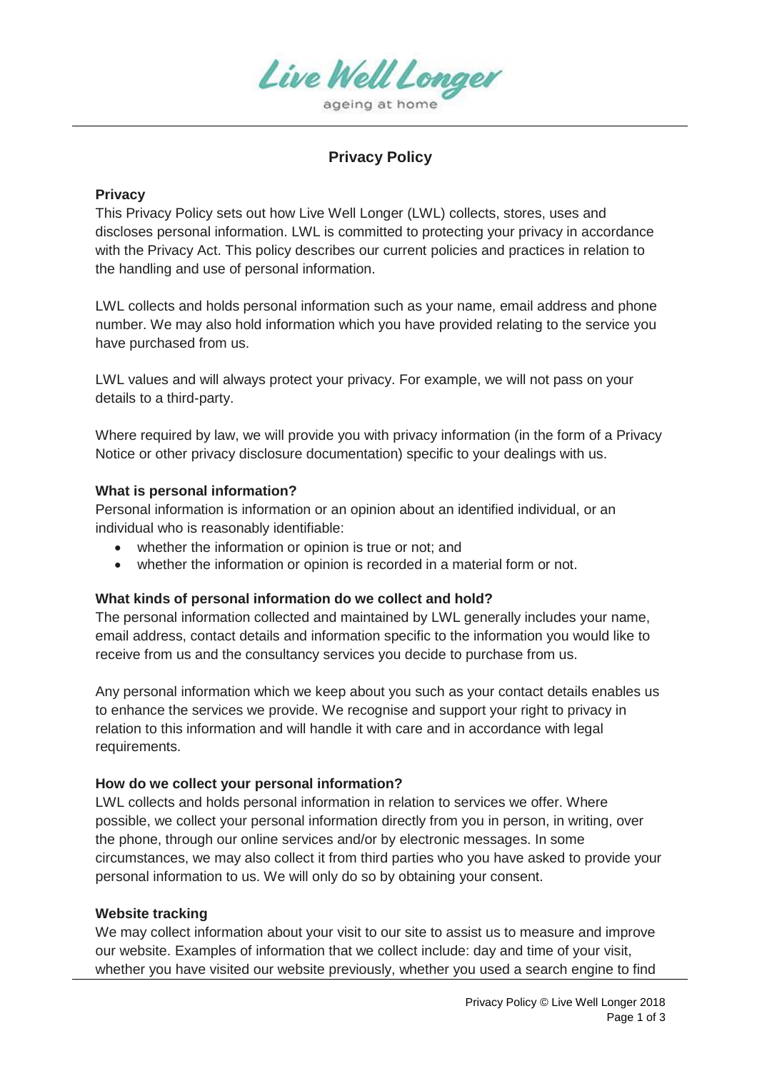Live Well Longer
ageing at home

# Privacy Policy

## Privacy

This Privacy Policy sets out how Live Well Longer (LWL) collects, stores, uses and discloses personal information. LWL is committed to protecting your privacy in accordance with the Privacy Act. This policy describes our current policies and practices in relation to the handling and use of personal information.

LWL collects and holds personal information such as your name, email address and phone number. We may also hold information which you have provided relating to the service you have purchased from us.

LWL values and will always protect your privacy. For example, we will not pass on your details to a third-party.

Where required by law, we will provide you with privacy information (in the form of a Privacy Notice or other privacy disclosure documentation) specific to your dealings with us.

## What is personal information?

Personal information is information or an opinion about an identified individual, or an individual who is reasonably identifiable:

- whether the information or opinion is true or not; and
- whether the information or opinion is recorded in a material form or not.

## What kinds of personal information do we collect and hold?

The personal information collected and maintained by LWL generally includes your name, email address, contact details and information specific to the information you would like to receive from us and the consultancy services you decide to purchase from us.

Any personal information which we keep about you such as your contact details enables us to enhance the services we provide. We recognise and support your right to privacy in relation to this information and will handle it with care and in accordance with legal requirements.

## How do we collect your personal information?

LWL collects and holds personal information in relation to services we offer. Where possible, we collect your personal information directly from you in person, in writing, over the phone, through our online services and/or by electronic messages. In some circumstances, we may also collect it from third parties who you have asked to provide your personal information to us. We will only do so by obtaining your consent.

## Website tracking

We may collect information about your visit to our site to assist us to measure and improve our website. Examples of information that we collect include: day and time of your visit, whether you have visited our website previously, whether you used a search engine to find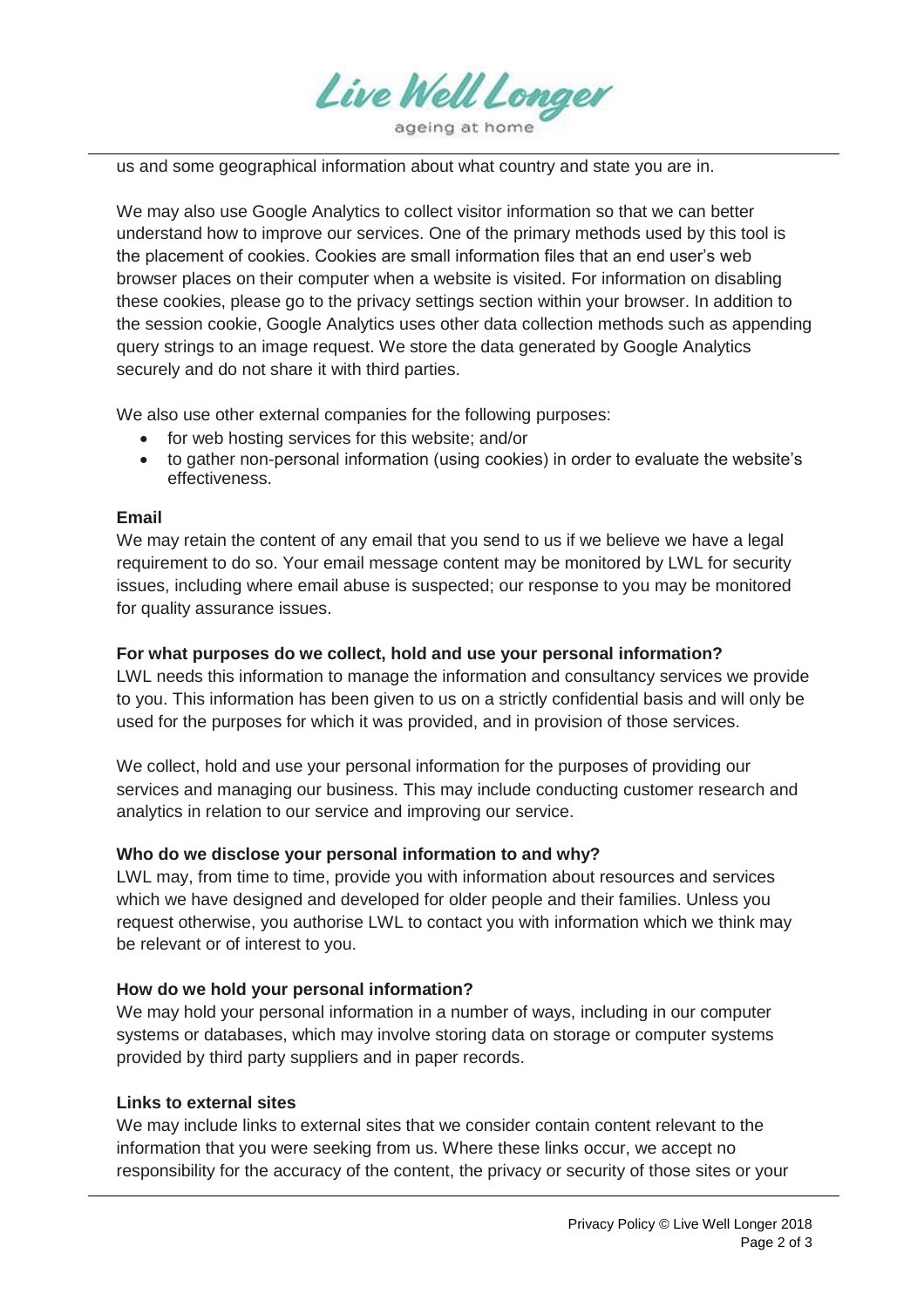us and some geographical information about what country and state you are in.

We may also use Google Analytics to collect visitor information so that we can better understand how to improve our services. One of the primary methods used by this tool is the placement of cookies. Cookies are small information files that an end user's web browser places on their computer when a website is visited. For information on disabling these cookies, please go to the privacy settings section within your browser. In addition to the session cookie, Google Analytics uses other data collection methods such as appending query strings to an image request. We store the data generated by Google Analytics securely and do not share it with third parties.

We also use other external companies for the following purposes:

- for web hosting services for this website; and/or
- to gather non-personal information (using cookies) in order to evaluate the website's effectiveness.

**Email**

We may retain the content of any email that you send to us if we believe we have a legal requirement to do so. Your email message content may be monitored by LWL for security issues, including where email abuse is suspected; our response to you may be monitored for quality assurance issues.

**For what purposes do we collect, hold and use your personal information?**

LWL needs this information to manage the information and consultancy services we provide to you. This information has been given to us on a strictly confidential basis and will only be used for the purposes for which it was provided, and in provision of those services.

We collect, hold and use your personal information for the purposes of providing our services and managing our business. This may include conducting customer research and analytics in relation to our service and improving our service.

**Who do we disclose your personal information to and why?**

LWL may, from time to time, provide you with information about resources and services which we have designed and developed for older people and their families. Unless you request otherwise, you authorise LWL to contact you with information which we think may be relevant or of interest to you.

**How do we hold your personal information?**

We may hold your personal information in a number of ways, including in our computer systems or databases, which may involve storing data on storage or computer systems provided by third party suppliers and in paper records.

**Links to external sites**

We may include links to external sites that we consider contain content relevant to the information that you were seeking from us. Where these links occur, we accept no responsibility for the accuracy of the content, the privacy or security of those sites or your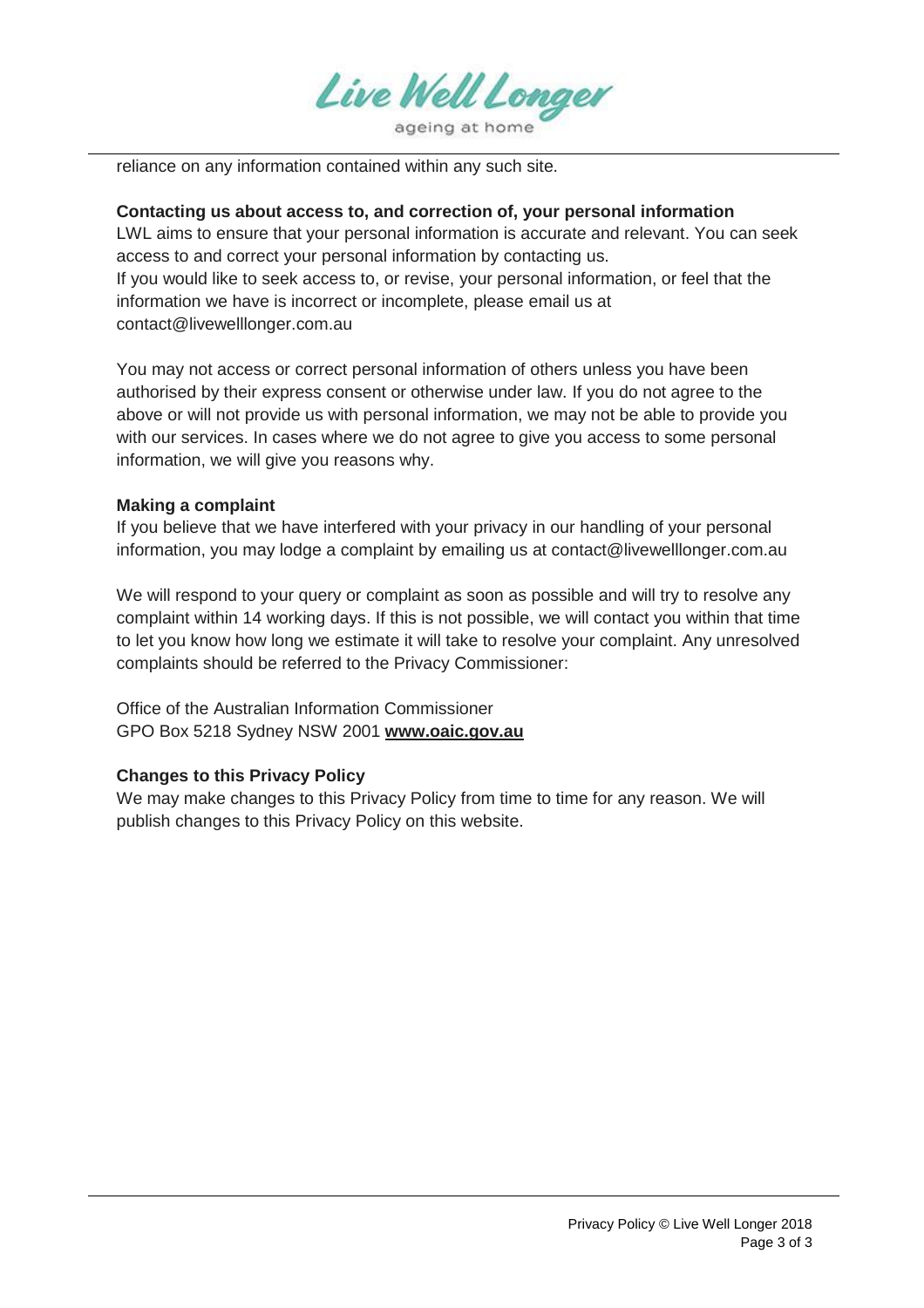reliance on any information contained within any such site.

**Contacting us about access to, and correction of, your personal information**

LWL aims to ensure that your personal information is accurate and relevant. You can seek access to and correct your personal information by contacting us.
If you would like to seek access to, or revise, your personal information, or feel that the information we have is incorrect or incomplete, please email us at contact@livewelllonger.com.au

You may not access or correct personal information of others unless you have been authorised by their express consent or otherwise under law. If you do not agree to the above or will not provide us with personal information, we may not be able to provide you with our services. In cases where we do not agree to give you access to some personal information, we will give you reasons why.

**Making a complaint**

If you believe that we have interfered with your privacy in our handling of your personal information, you may lodge a complaint by emailing us at contact@livewelllonger.com.au

We will respond to your query or complaint as soon as possible and will try to resolve any complaint within 14 working days. If this is not possible, we will contact you within that time to let you know how long we estimate it will take to resolve your complaint. Any unresolved complaints should be referred to the Privacy Commissioner:

Office of the Australian Information Commissioner
GPO Box 5218 Sydney NSW 2001 **www.oaic.gov.au**

**Changes to this Privacy Policy**

We may make changes to this Privacy Policy from time to time for any reason. We will publish changes to this Privacy Policy on this website.